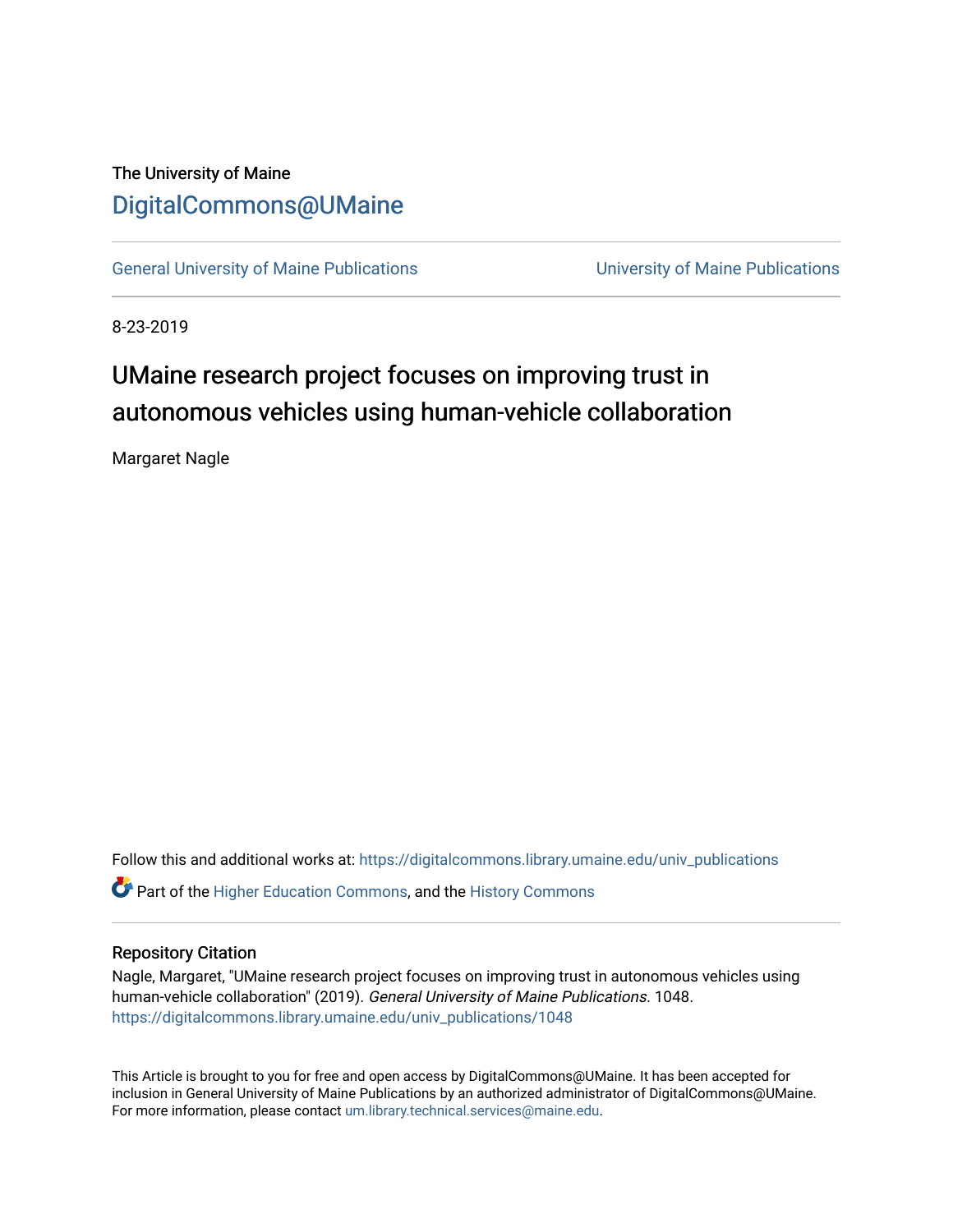The University of Maine

# DigitalCommons@UMaine

General University of Maine Publications | University of Maine Publications

8-23-2019

# UMaine research project focuses on improving trust in autonomous vehicles using human-vehicle collaboration

Margaret Nagle

Follow this and additional works at: https://digitalcommons.library.umaine.edu/univ_publications

Part of the Higher Education Commons, and the History Commons

## Repository Citation

Nagle, Margaret, "UMaine research project focuses on improving trust in autonomous vehicles using human-vehicle collaboration" (2019). *General University of Maine Publications*. 1048.
https://digitalcommons.library.umaine.edu/univ_publications/1048

This Article is brought to you for free and open access by DigitalCommons@UMaine. It has been accepted for inclusion in General University of Maine Publications by an authorized administrator of DigitalCommons@UMaine. For more information, please contact um.library.technical.services@maine.edu.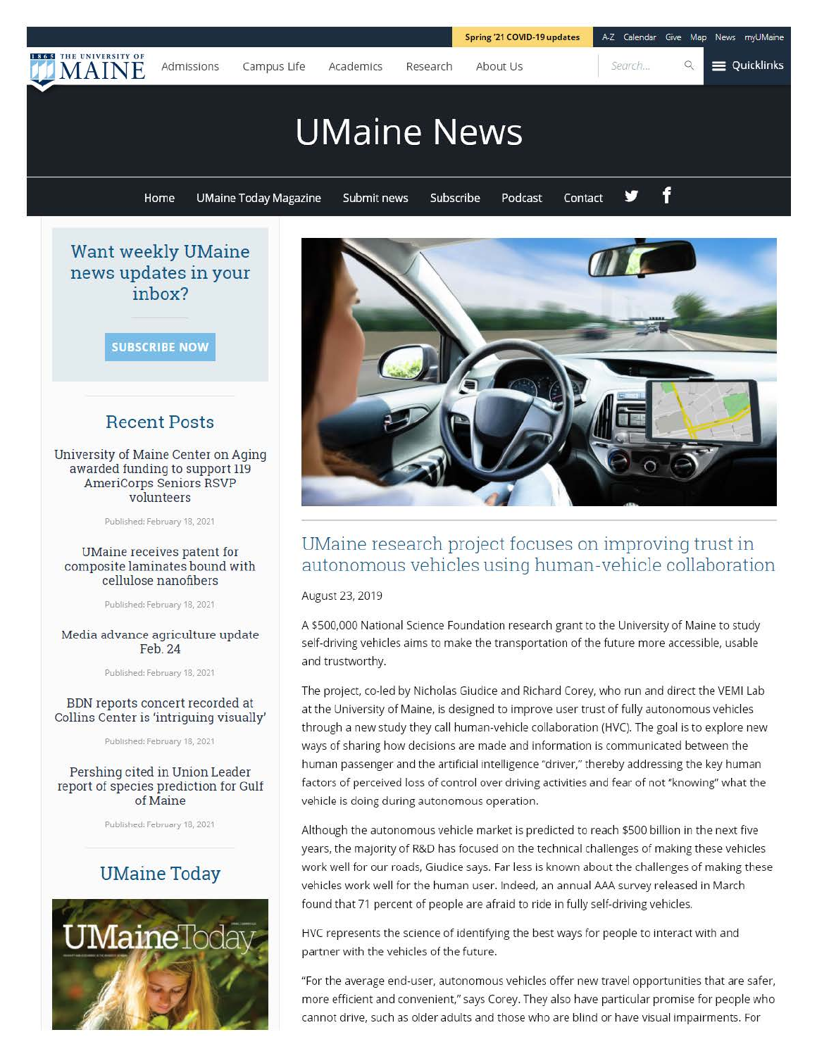# UMaine News

Home | UMaine Today Magazine | Submit news | Subscribe | Podcast | Contact

Want weekly UMaine news updates in your inbox?

SUBSCRIBE NOW

## Recent Posts

University of Maine Center on Aging awarded funding to support 119 AmeriCorps Seniors RSVP volunteers

Published: February 18, 2021

UMaine receives patent for composite laminates bound with cellulose nanofibers

Published: February 18, 2021

Media advance agriculture update Feb. 24

Published: February 18, 2021

BDN reports concert recorded at Collins Center is 'intriguing visually'

Published: February 18, 2021

Pershing cited in Union Leader report of species prediction for Gulf of Maine

Published: February 18, 2021

## UMaine Today

## UMaine research project focuses on improving trust in autonomous vehicles using human-vehicle collaboration

August 23, 2019

A $500,000 National Science Foundation research grant to the University of Maine to study self-driving vehicles aims to make the transportation of the future more accessible, usable and trustworthy.

The project, co-led by Nicholas Giudice and Richard Corey, who run and direct the VEMI Lab at the University of Maine, is designed to improve user trust of fully autonomous vehicles through a new study they call human-vehicle collaboration (HVC). The goal is to explore new ways of sharing how decisions are made and information is communicated between the human passenger and the artificial intelligence "driver," thereby addressing the key human factors of perceived loss of control over driving activities and fear of not "knowing" what the vehicle is doing during autonomous operation.

Although the autonomous vehicle market is predicted to reach $500 billion in the next five years, the majority of R&D has focused on the technical challenges of making these vehicles work well for our roads, Giudice says. Far less is known about the challenges of making these vehicles work well for the human user. Indeed, an annual AAA survey released in March found that 71 percent of people are afraid to ride in fully self-driving vehicles.

HVC represents the science of identifying the best ways for people to interact with and partner with the vehicles of the future.

"For the average end-user, autonomous vehicles offer new travel opportunities that are safer, more efficient and convenient," says Corey. They also have particular promise for people who cannot drive, such as older adults and those who are blind or have visual impairments. For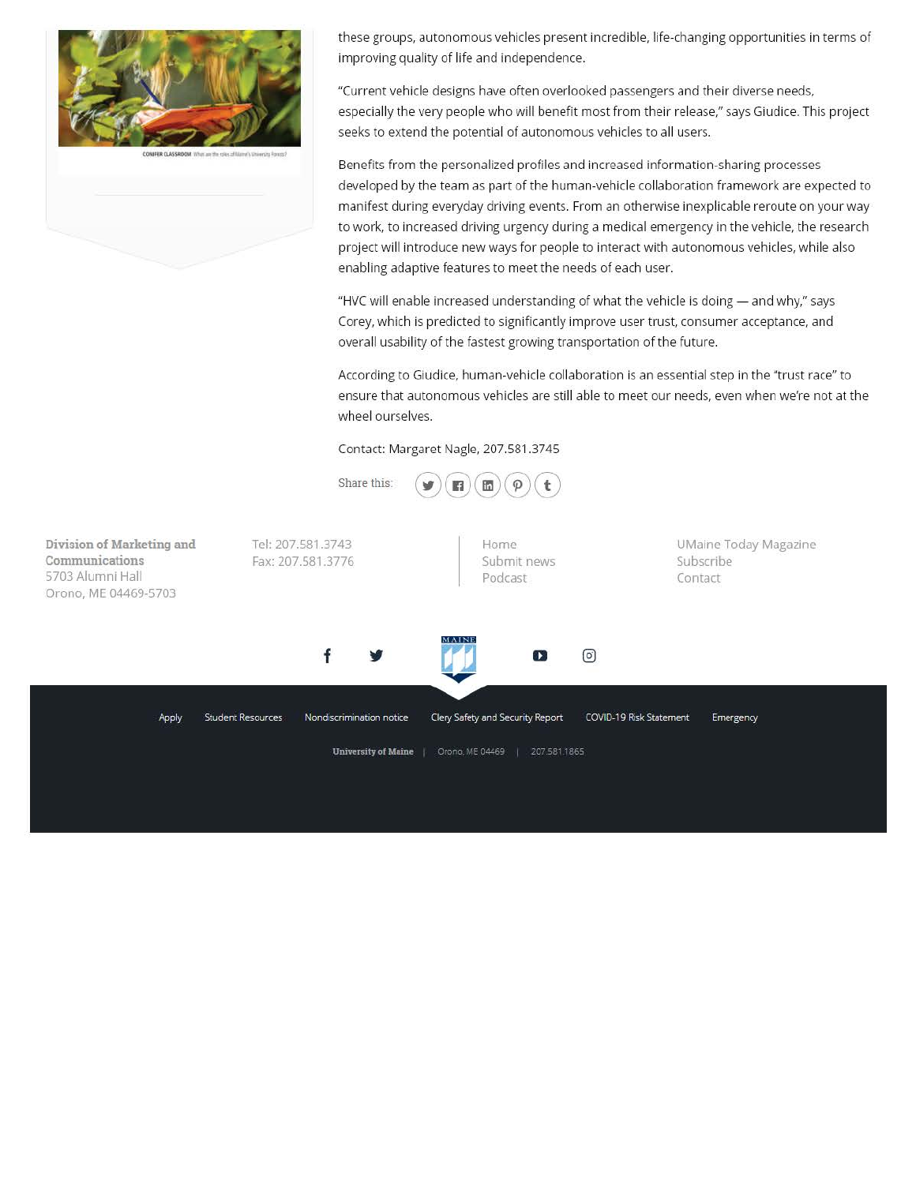these groups, autonomous vehicles present incredible, life-changing opportunities in terms of improving quality of life and independence.

"Current vehicle designs have often overlooked passengers and their diverse needs, especially the very people who will benefit most from their release," says Giudice. This project seeks to extend the potential of autonomous vehicles to all users.

Benefits from the personalized profiles and increased information-sharing processes developed by the team as part of the human-vehicle collaboration framework are expected to manifest during everyday driving events. From an otherwise inexplicable reroute on your way to work, to increased driving urgency during a medical emergency in the vehicle, the research project will introduce new ways for people to interact with autonomous vehicles, while also enabling adaptive features to meet the needs of each user.

"HVC will enable increased understanding of what the vehicle is doing — and why," says Corey, which is predicted to significantly improve user trust, consumer acceptance, and overall usability of the fastest growing transportation of the future.

According to Giudice, human-vehicle collaboration is an essential step in the "trust race" to ensure that autonomous vehicles are still able to meet our needs, even when we're not at the wheel ourselves.

Contact: Margaret Nagle, 207.581.3745

Share this:

**Division of Marketing and Communications**
5703 Alumni Hall
Orono, ME 04469-5703

Tel: 207.581.3743
Fax: 207.581.3776

Home
Submit news
Podcast

UMaine Today Magazine
Subscribe
Contact

Apply | Student Resources | Nondiscrimination notice | Clery Safety and Security Report | COVID-19 Risk Statement | Emergency

**University of Maine** | Orono, ME 04469 | 207.581.1865